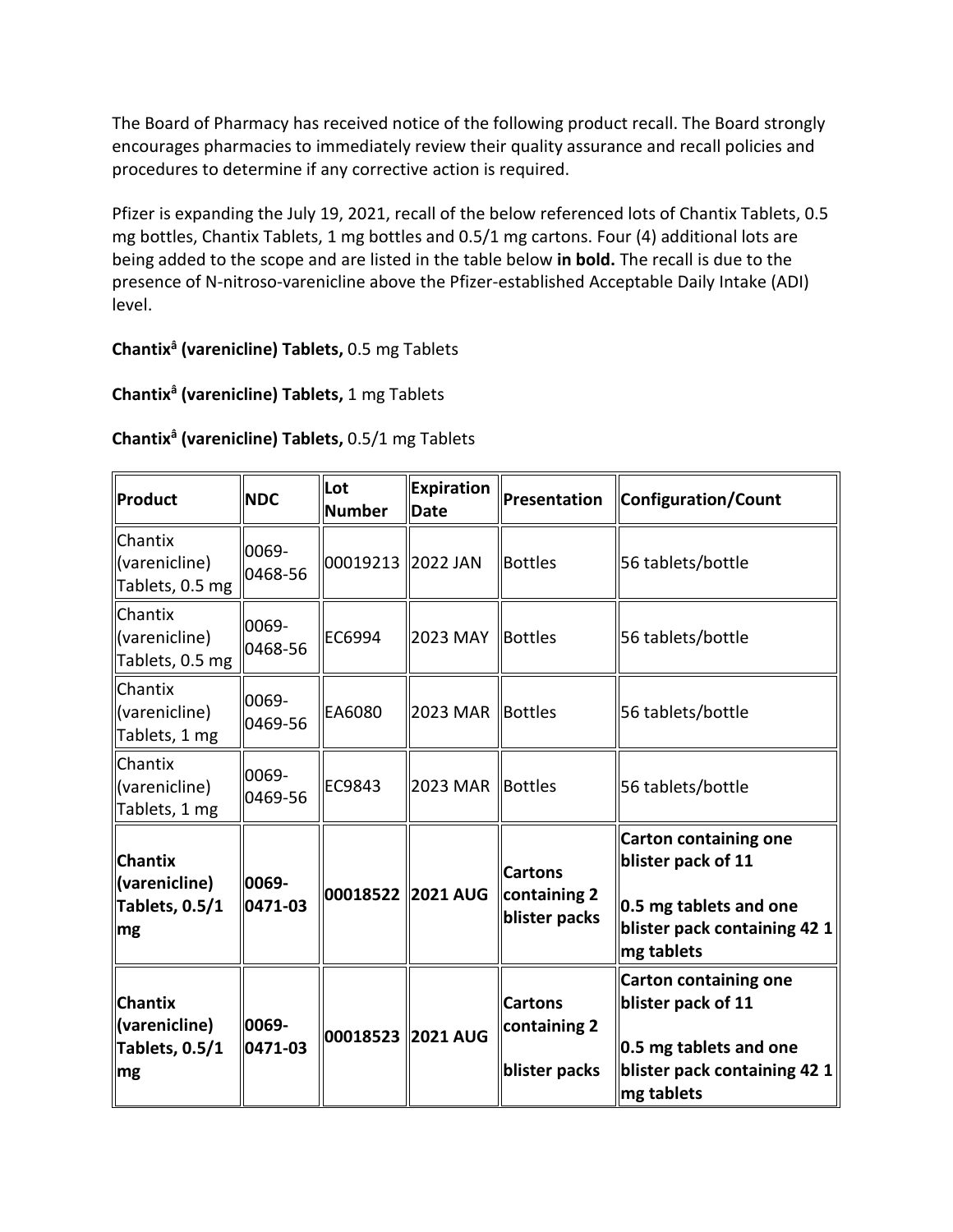The Board of Pharmacy has received notice of the following product recall. The Board strongly encourages pharmacies to immediately review their quality assurance and recall policies and procedures to determine if any corrective action is required.

Pfizer is expanding the July 19, 2021, recall of the below referenced lots of Chantix Tablets, 0.5 mg bottles, Chantix Tablets, 1 mg bottles and 0.5/1 mg cartons. Four (4) additional lots are being added to the scope and are listed in the table below **in bold.** The recall is due to the presence of N-nitroso-varenicline above the Pfizer-established Acceptable Daily Intake (ADI) level.

**Chantixâ (varenicline) Tablets,** 0.5 mg Tablets

**Chantixâ (varenicline) Tablets,** 1 mg Tablets

**Chantixâ (varenicline) Tablets,** 0.5/1 mg Tablets

| Product | NDC | Lot Number | Expiration Date | Presentation | Configuration/Count |
|---|---|---|---|---|---|
| Chantix (varenicline) Tablets, 0.5 mg | 0069-0468-56 | 00019213 | 2022 JAN | Bottles | 56 tablets/bottle |
| Chantix (varenicline) Tablets, 0.5 mg | 0069-0468-56 | EC6994 | 2023 MAY | Bottles | 56 tablets/bottle |
| Chantix (varenicline) Tablets, 1 mg | 0069-0469-56 | EA6080 | 2023 MAR | Bottles | 56 tablets/bottle |
| Chantix (varenicline) Tablets, 1 mg | 0069-0469-56 | EC9843 | 2023 MAR | Bottles | 56 tablets/bottle |
| **Chantix (varenicline) Tablets, 0.5/1 mg** | **0069-0471-03** | **00018522** | **2021 AUG** | **Cartons containing 2 blister packs** | **Carton containing one blister pack of 11 0.5 mg tablets and one blister pack containing 42 1 mg tablets** |
| **Chantix (varenicline) Tablets, 0.5/1 mg** | **0069-0471-03** | **00018523** | **2021 AUG** | **Cartons containing 2 blister packs** | **Carton containing one blister pack of 11 0.5 mg tablets and one blister pack containing 42 1 mg tablets** |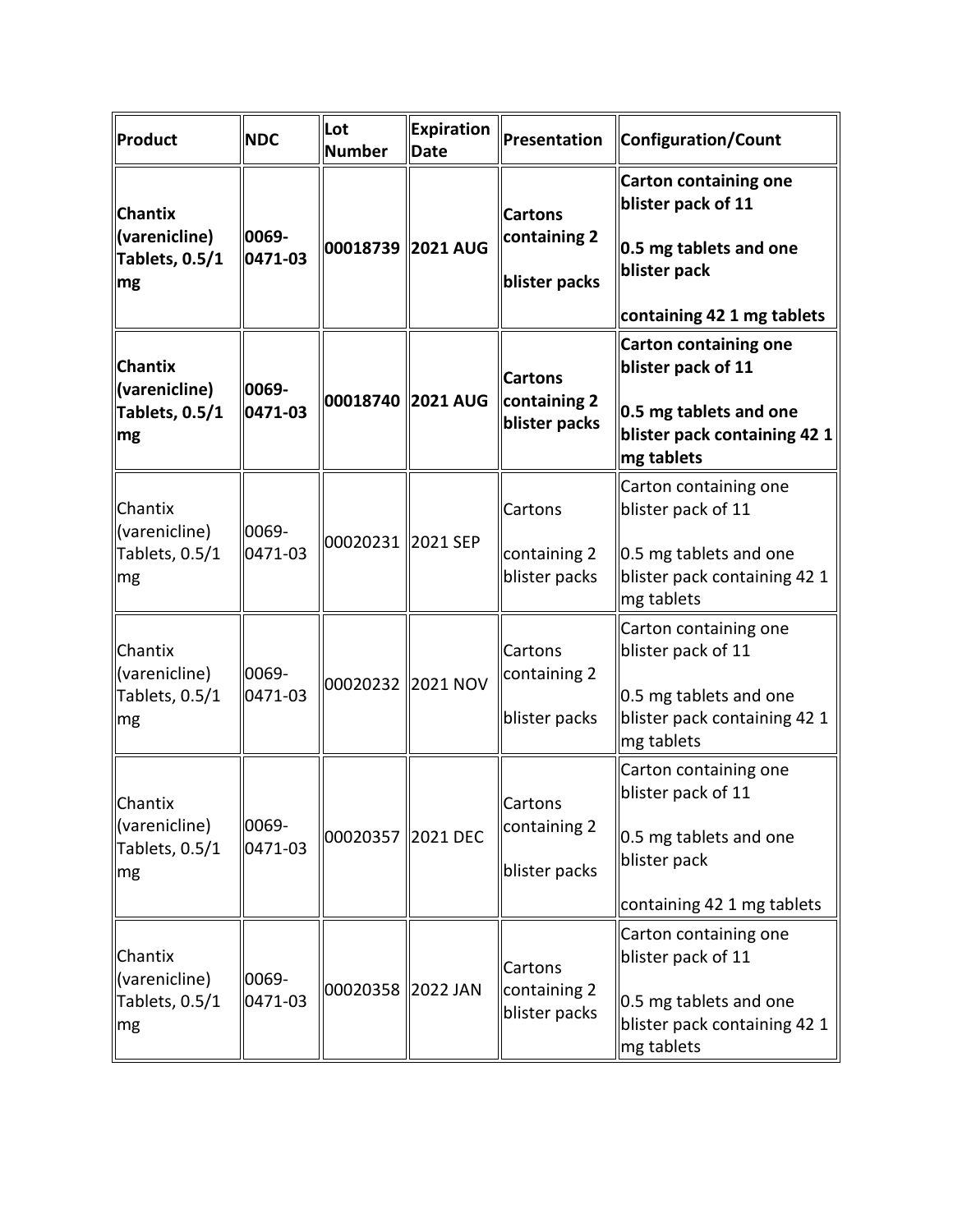| Product | NDC | Lot Number | Expiration Date | Presentation | Configuration/Count |
|---|---|---|---|---|---|
| **Chantix (varenicline) Tablets, 0.5/1 mg** | **0069-0471-03** | **00018739** | **2021 AUG** | **Cartons containing 2 blister packs** | **Carton containing one blister pack of 11 0.5 mg tablets and one blister pack containing 42 1 mg tablets** |
| **Chantix (varenicline) Tablets, 0.5/1 mg** | **0069-0471-03** | **00018740** | **2021 AUG** | **Cartons containing 2 blister packs** | **Carton containing one blister pack of 11 0.5 mg tablets and one blister pack containing 42 1 mg tablets** |
| Chantix (varenicline) Tablets, 0.5/1 mg | 0069-0471-03 | 00020231 | 2021 SEP | Cartons containing 2 blister packs | Carton containing one blister pack of 11 0.5 mg tablets and one blister pack containing 42 1 mg tablets |
| Chantix (varenicline) Tablets, 0.5/1 mg | 0069-0471-03 | 00020232 | 2021 NOV | Cartons containing 2 blister packs | Carton containing one blister pack of 11 0.5 mg tablets and one blister pack containing 42 1 mg tablets |
| Chantix (varenicline) Tablets, 0.5/1 mg | 0069-0471-03 | 00020357 | 2021 DEC | Cartons containing 2 blister packs | Carton containing one blister pack of 11 0.5 mg tablets and one blister pack containing 42 1 mg tablets |
| Chantix (varenicline) Tablets, 0.5/1 mg | 0069-0471-03 | 00020358 | 2022 JAN | Cartons containing 2 blister packs | Carton containing one blister pack of 11 0.5 mg tablets and one blister pack containing 42 1 mg tablets |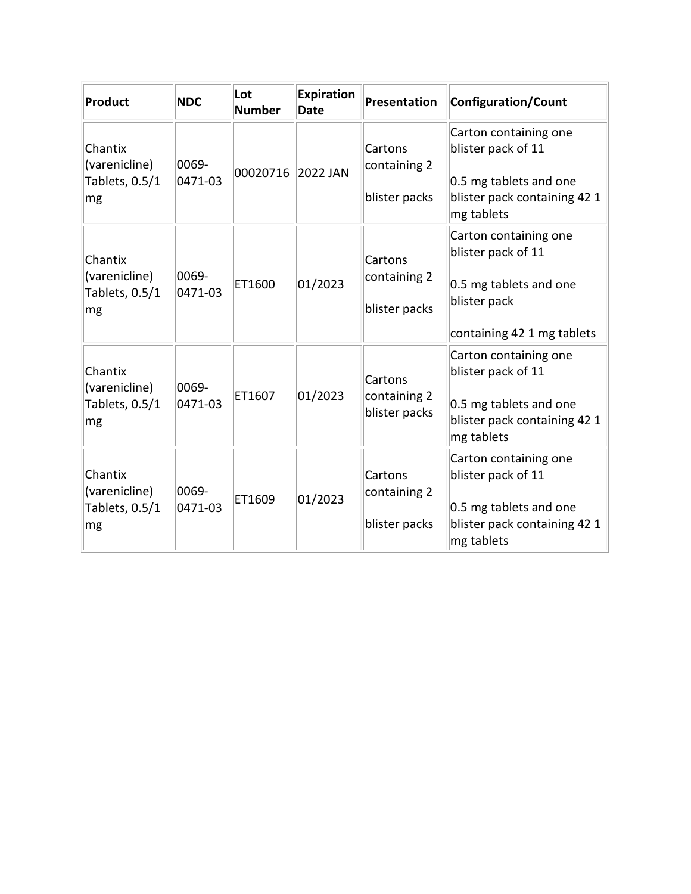| Product | NDC | Lot Number | Expiration Date | Presentation | Configuration/Count |
|---|---|---|---|---|---|
| Chantix (varenicline) Tablets, 0.5/1 mg | 0069-0471-03 | 00020716 | 2022 JAN | Cartons containing 2 blister packs | Carton containing one blister pack of 11 0.5 mg tablets and one blister pack containing 42 1 mg tablets |
| Chantix (varenicline) Tablets, 0.5/1 mg | 0069-0471-03 | ET1600 | 01/2023 | Cartons containing 2 blister packs | Carton containing one blister pack of 11 0.5 mg tablets and one blister pack containing 42 1 mg tablets |
| Chantix (varenicline) Tablets, 0.5/1 mg | 0069-0471-03 | ET1607 | 01/2023 | Cartons containing 2 blister packs | Carton containing one blister pack of 11 0.5 mg tablets and one blister pack containing 42 1 mg tablets |
| Chantix (varenicline) Tablets, 0.5/1 mg | 0069-0471-03 | ET1609 | 01/2023 | Cartons containing 2 blister packs | Carton containing one blister pack of 11 0.5 mg tablets and one blister pack containing 42 1 mg tablets |